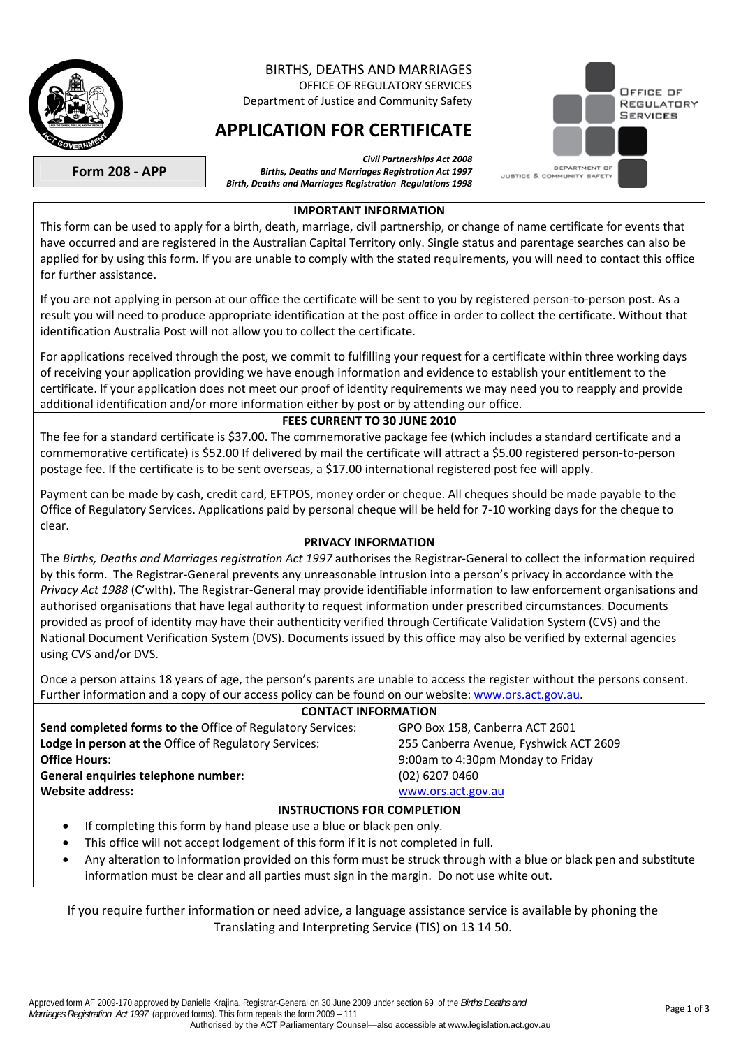BIRTHS, DEATHS AND MARRIAGES
OFFICE OF REGULATORY SERVICES
Department of Justice and Community Safety

# APPLICATION FOR CERTIFICATE

**Form 208 - APP**

***Civil Partnerships Act 2008***
***Births, Deaths and Marriages Registration Act 1997***
***Birth, Deaths and Marriages Registration Regulations 1998***

OFFICE OF REGULATORY SERVICES
DEPARTMENT OF JUSTICE & COMMUNITY SAFETY

## IMPORTANT INFORMATION

This form can be used to apply for a birth, death, marriage, civil partnership, or change of name certificate for events that have occurred and are registered in the Australian Capital Territory only. Single status and parentage searches can also be applied for by using this form. If you are unable to comply with the stated requirements, you will need to contact this office for further assistance.

If you are not applying in person at our office the certificate will be sent to you by registered person-to-person post. As a result you will need to produce appropriate identification at the post office in order to collect the certificate. Without that identification Australia Post will not allow you to collect the certificate.

For applications received through the post, we commit to fulfilling your request for a certificate within three working days of receiving your application providing we have enough information and evidence to establish your entitlement to the certificate. If your application does not meet our proof of identity requirements we may need you to reapply and provide additional identification and/or more information either by post or by attending our office.

## FEES CURRENT TO 30 JUNE 2010

The fee for a standard certificate is $37.00. The commemorative package fee (which includes a standard certificate and a commemorative certificate) is $52.00 If delivered by mail the certificate will attract a $5.00 registered person-to-person postage fee. If the certificate is to be sent overseas, a $17.00 international registered post fee will apply.

Payment can be made by cash, credit card, EFTPOS, money order or cheque. All cheques should be made payable to the Office of Regulatory Services. Applications paid by personal cheque will be held for 7-10 working days for the cheque to clear.

## PRIVACY INFORMATION

The *Births, Deaths and Marriages registration Act 1997* authorises the Registrar-General to collect the information required by this form. The Registrar-General prevents any unreasonable intrusion into a person's privacy in accordance with the *Privacy Act 1988* (C'wlth). The Registrar-General may provide identifiable information to law enforcement organisations and authorised organisations that have legal authority to request information under prescribed circumstances. Documents provided as proof of identity may have their authenticity verified through Certificate Validation System (CVS) and the National Document Verification System (DVS). Documents issued by this office may also be verified by external agencies using CVS and/or DVS.

Once a person attains 18 years of age, the person's parents are unable to access the register without the persons consent. Further information and a copy of our access policy can be found on our website: www.ors.act.gov.au.

## CONTACT INFORMATION

| | |
|---|---|
| **Send completed forms to the** Office of Regulatory Services: | GPO Box 158, Canberra ACT 2601 |
| **Lodge in person at the** Office of Regulatory Services: | 255 Canberra Avenue, Fyshwick ACT 2609 |
| **Office Hours:** | 9:00am to 4:30pm Monday to Friday |
| **General enquiries telephone number:** | (02) 6207 0460 |
| **Website address:** | www.ors.act.gov.au |

## INSTRUCTIONS FOR COMPLETION

- If completing this form by hand please use a blue or black pen only.
- This office will not accept lodgement of this form if it is not completed in full.
- Any alteration to information provided on this form must be struck through with a blue or black pen and substitute information must be clear and all parties must sign in the margin. Do not use white out.

If you require further information or need advice, a language assistance service is available by phoning the Translating and Interpreting Service (TIS) on 13 14 50.

Approved form AF 2009-170 approved by Danielle Krajina, Registrar-General on 30 June 2009 under section 69 of the *Births Deaths and Marriages Registration Act 1997* (approved forms). This form repeals the form 2009 – 111
Authorised by the ACT Parliamentary Counsel—also accessible at www.legislation.act.gov.au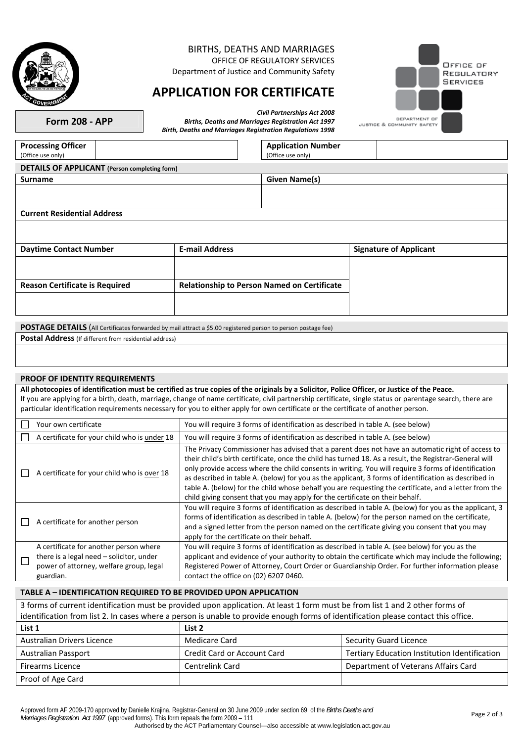BIRTHS, DEATHS AND MARRIAGES
OFFICE OF REGULATORY SERVICES
Department of Justice and Community Safety

# APPLICATION FOR CERTIFICATE

**Form 208 - APP**

***Civil Partnerships Act 2008***
***Births, Deaths and Marriages Registration Act 1997***
***Birth, Deaths and Marriages Registration Regulations 1998***

| **Processing Officer** (Office use only) | | **Application Number** (Office use only) | |
|---|---|---|---|

## DETAILS OF APPLICANT (Person completing form)

| **Surname** | **Given Name(s)** |
|---|---|
| | |

| **Current Residential Address** |
|---|
| |

| **Daytime Contact Number** | **E-mail Address** | **Signature of Applicant** |
|---|---|---|
| | | |
| **Reason Certificate is Required** | **Relationship to Person Named on Certificate** | |
| | | |

## POSTAGE DETAILS (All Certificates forwarded by mail attract a $5.00 registered person to person postage fee)

| **Postal Address** (If different from residential address) |
|---|
| |

## PROOF OF IDENTITY REQUIREMENTS

**All photocopies of identification must be certified as true copies of the originals by a Solicitor, Police Officer, or Justice of the Peace.**
If you are applying for a birth, death, marriage, change of name certificate, civil partnership certificate, single status or parentage search, there are particular identification requirements necessary for you to either apply for own certificate or the certificate of another person.

| | |
|---|---|
| ☐ Your own certificate | You will require 3 forms of identification as described in table A. (see below) |
| ☐ A certificate for your child who is under 18 | You will require 3 forms of identification as described in table A. (see below) |
| ☐ A certificate for your child who is over 18 | The Privacy Commissioner has advised that a parent does not have an automatic right of access to their child's birth certificate, once the child has turned 18. As a result, the Registrar-General will only provide access where the child consents in writing. You will require 3 forms of identification as described in table A. (below) for you as the applicant, 3 forms of identification as described in table A. (below) for the child whose behalf you are requesting the certificate, and a letter from the child giving consent that you may apply for the certificate on their behalf. |
| ☐ A certificate for another person | You will require 3 forms of identification as described in table A. (below) for you as the applicant, 3 forms of identification as described in table A. (below) for the person named on the certificate, and a signed letter from the person named on the certificate giving you consent that you may apply for the certificate on their behalf. |
| ☐ A certificate for another person where there is a legal need – solicitor, under power of attorney, welfare group, legal guardian. | You will require 3 forms of identification as described in table A. (see below) for you as the applicant and evidence of your authority to obtain the certificate which may include the following; Registered Power of Attorney, Court Order or Guardianship Order. For further information please contact the office on (02) 6207 0460. |

## TABLE A – IDENTIFICATION REQUIRED TO BE PROVIDED UPON APPLICATION

3 forms of current identification must be provided upon application. At least 1 form must be from list 1 and 2 other forms of identification from list 2. In cases where a person is unable to provide enough forms of identification please contact this office.

| List 1 | List 2 | |
|---|---|---|
| Australian Drivers Licence | Medicare Card | Security Guard Licence |
| Australian Passport | Credit Card or Account Card | Tertiary Education Institution Identification |
| Firearms Licence | Centrelink Card | Department of Veterans Affairs Card |
| Proof of Age Card | | |

Approved form AF 2009-170 approved by Danielle Krajina, Registrar-General on 30 June 2009 under section 69 of the *Births Deaths and Marriages Registration Act 1997* (approved forms). This form repeals the form 2009 – 111
Authorised by the ACT Parliamentary Counsel—also accessible at www.legislation.act.gov.au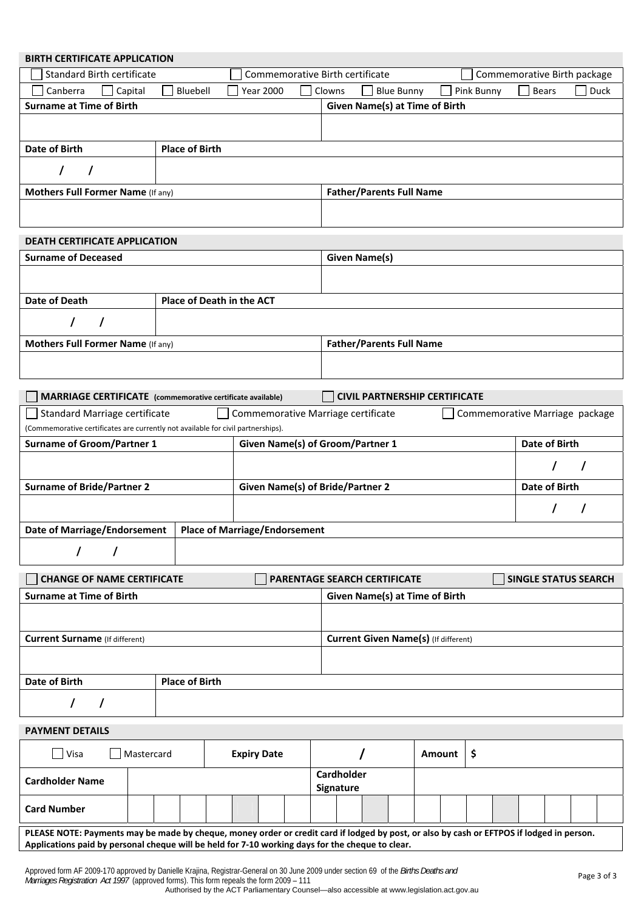## BIRTH CERTIFICATE APPLICATION

☐ Standard Birth certificate ☐ Commemorative Birth certificate ☐ Commemorative Birth package

☐ Canberra ☐ Capital ☐ Bluebell ☐ Year 2000 ☐ Clowns ☐ Blue Bunny ☐ Pink Bunny ☐ Bears ☐ Duck

| Surname at Time of Birth | Given Name(s) at Time of Birth |
| --- | --- |
| | |

| Date of Birth | Place of Birth |
| --- | --- |
| / / | |

| Mothers Full Former Name (If any) | Father/Parents Full Name |
| --- | --- |
| | |

## DEATH CERTIFICATE APPLICATION

| Surname of Deceased | Given Name(s) |
| --- | --- |
| | |

| Date of Death | Place of Death in the ACT |
| --- | --- |
| / / | |

| Mothers Full Former Name (If any) | Father/Parents Full Name |
| --- | --- |
| | |

## ☐ MARRIAGE CERTIFICATE (commemorative certificate available) ☐ CIVIL PARTNERSHIP CERTIFICATE

☐ Standard Marriage certificate ☐ Commemorative Marriage certificate ☐ Commemorative Marriage package

(Commemorative certificates are currently not available for civil partnerships).

| Surname of Groom/Partner 1 | Given Name(s) of Groom/Partner 1 | Date of Birth |
| --- | --- | --- |
| | | / / |
| **Surname of Bride/Partner 2** | **Given Name(s) of Bride/Partner 2** | **Date of Birth** |
| | | / / |

| Date of Marriage/Endorsement | Place of Marriage/Endorsement |
| --- | --- |
| / / | |

## ☐ CHANGE OF NAME CERTIFICATE ☐ PARENTAGE SEARCH CERTIFICATE ☐ SINGLE STATUS SEARCH

| Surname at Time of Birth | Given Name(s) at Time of Birth |
| --- | --- |
| | |
| **Current Surname** (If different) | **Current Given Name(s)** (If different) |
| | |

| Date of Birth | Place of Birth |
| --- | --- |
| / / | |

## PAYMENT DETAILS

| ☐ Visa ☐ Mastercard | Expiry Date | / | Amount | $ |
| --- | --- | --- | --- | --- |
| **Cardholder Name** | | **Cardholder Signature** | | |
| **Card Number** | | | | |

**PLEASE NOTE: Payments may be made by cheque, money order or credit card if lodged by post, or also by cash or EFTPOS if lodged in person. Applications paid by personal cheque will be held for 7-10 working days for the cheque to clear.**

Approved form AF 2009-170 approved by Danielle Krajina, Registrar-General on 30 June 2009 under section 69 of the *Births Deaths and Marriages Registration Act 1997* (approved forms). This form repeals the form 2009 – 111

Authorised by the ACT Parliamentary Counsel—also accessible at www.legislation.act.gov.au